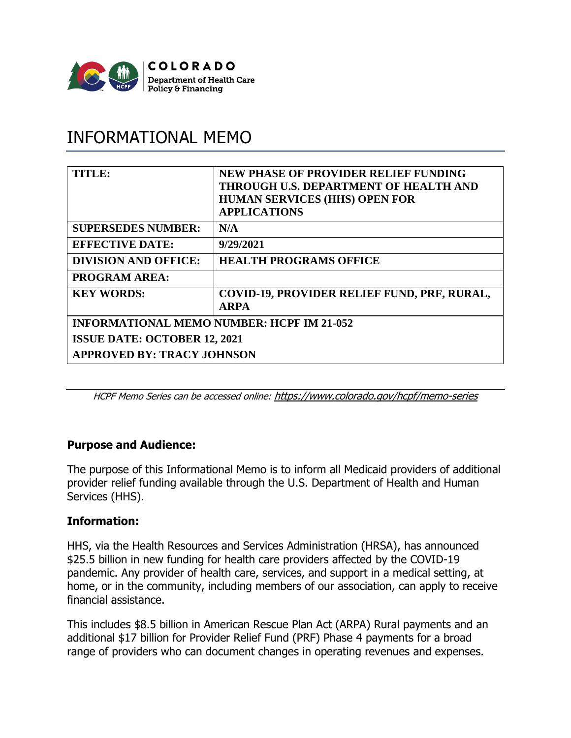COLORADO
Department of Health Care Policy & Financing

# INFORMATIONAL MEMO

| TITLE: | NEW PHASE OF PROVIDER RELIEF FUNDING THROUGH U.S. DEPARTMENT OF HEALTH AND HUMAN SERVICES (HHS) OPEN FOR APPLICATIONS |
|---|---|
| SUPERSEDES NUMBER: | N/A |
| EFFECTIVE DATE: | 9/29/2021 |
| DIVISION AND OFFICE: | HEALTH PROGRAMS OFFICE |
| PROGRAM AREA: | |
| KEY WORDS: | COVID-19, PROVIDER RELIEF FUND, PRF, RURAL, ARPA |
| INFORMATIONAL MEMO NUMBER: HCPF IM 21-052 | |
| ISSUE DATE: OCTOBER 12, 2021 | |
| APPROVED BY: TRACY JOHNSON | |

*HCPF Memo Series can be accessed online: https://www.colorado.gov/hcpf/memo-series*

### Purpose and Audience:

The purpose of this Informational Memo is to inform all Medicaid providers of additional provider relief funding available through the U.S. Department of Health and Human Services (HHS).

### Information:

HHS, via the Health Resources and Services Administration (HRSA), has announced $25.5 billion in new funding for health care providers affected by the COVID-19 pandemic. Any provider of health care, services, and support in a medical setting, at home, or in the community, including members of our association, can apply to receive financial assistance.

This includes $8.5 billion in American Rescue Plan Act (ARPA) Rural payments and an additional $17 billion for Provider Relief Fund (PRF) Phase 4 payments for a broad range of providers who can document changes in operating revenues and expenses.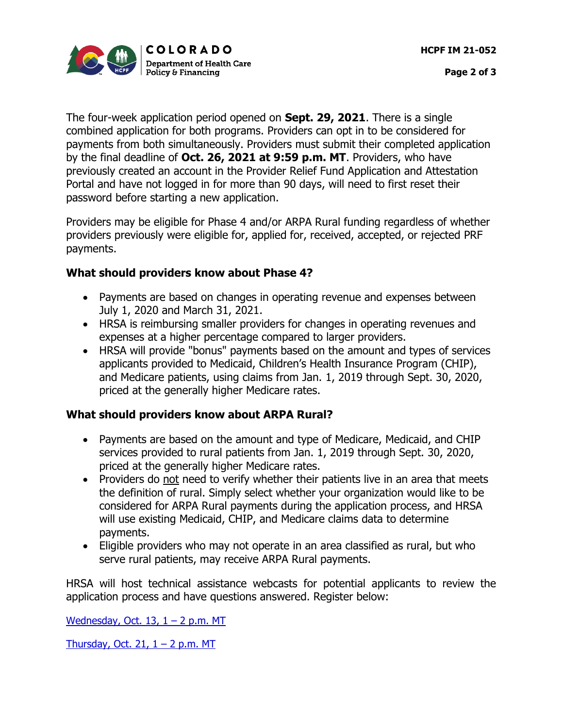The four-week application period opened on **Sept. 29, 2021**. There is a single combined application for both programs. Providers can opt in to be considered for payments from both simultaneously. Providers must submit their completed application by the final deadline of **Oct. 26, 2021 at 9:59 p.m. MT**. Providers, who have previously created an account in the Provider Relief Fund Application and Attestation Portal and have not logged in for more than 90 days, will need to first reset their password before starting a new application.

Providers may be eligible for Phase 4 and/or ARPA Rural funding regardless of whether providers previously were eligible for, applied for, received, accepted, or rejected PRF payments.

### What should providers know about Phase 4?

- Payments are based on changes in operating revenue and expenses between July 1, 2020 and March 31, 2021.
- HRSA is reimbursing smaller providers for changes in operating revenues and expenses at a higher percentage compared to larger providers.
- HRSA will provide "bonus" payments based on the amount and types of services applicants provided to Medicaid, Children's Health Insurance Program (CHIP), and Medicare patients, using claims from Jan. 1, 2019 through Sept. 30, 2020, priced at the generally higher Medicare rates.

### What should providers know about ARPA Rural?

- Payments are based on the amount and type of Medicare, Medicaid, and CHIP services provided to rural patients from Jan. 1, 2019 through Sept. 30, 2020, priced at the generally higher Medicare rates.
- Providers do not need to verify whether their patients live in an area that meets the definition of rural. Simply select whether your organization would like to be considered for ARPA Rural payments during the application process, and HRSA will use existing Medicaid, CHIP, and Medicare claims data to determine payments.
- Eligible providers who may not operate in an area classified as rural, but who serve rural patients, may receive ARPA Rural payments.

HRSA will host technical assistance webcasts for potential applicants to review the application process and have questions answered. Register below:

Wednesday, Oct. 13, 1 – 2 p.m. MT

Thursday, Oct. 21, 1 – 2 p.m. MT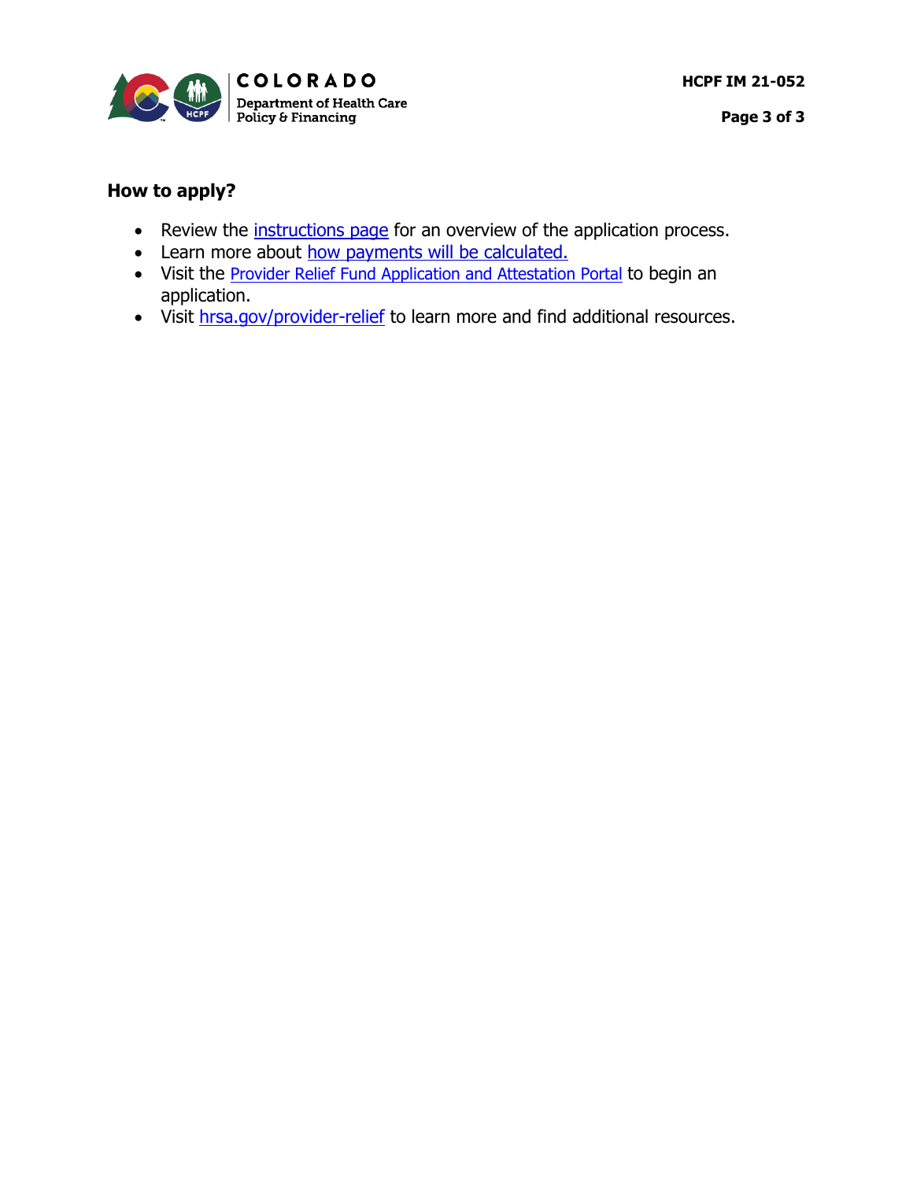### How to apply?

- Review the instructions page for an overview of the application process.
- Learn more about how payments will be calculated.
- Visit the Provider Relief Fund Application and Attestation Portal to begin an application.
- Visit hrsa.gov/provider-relief to learn more and find additional resources.